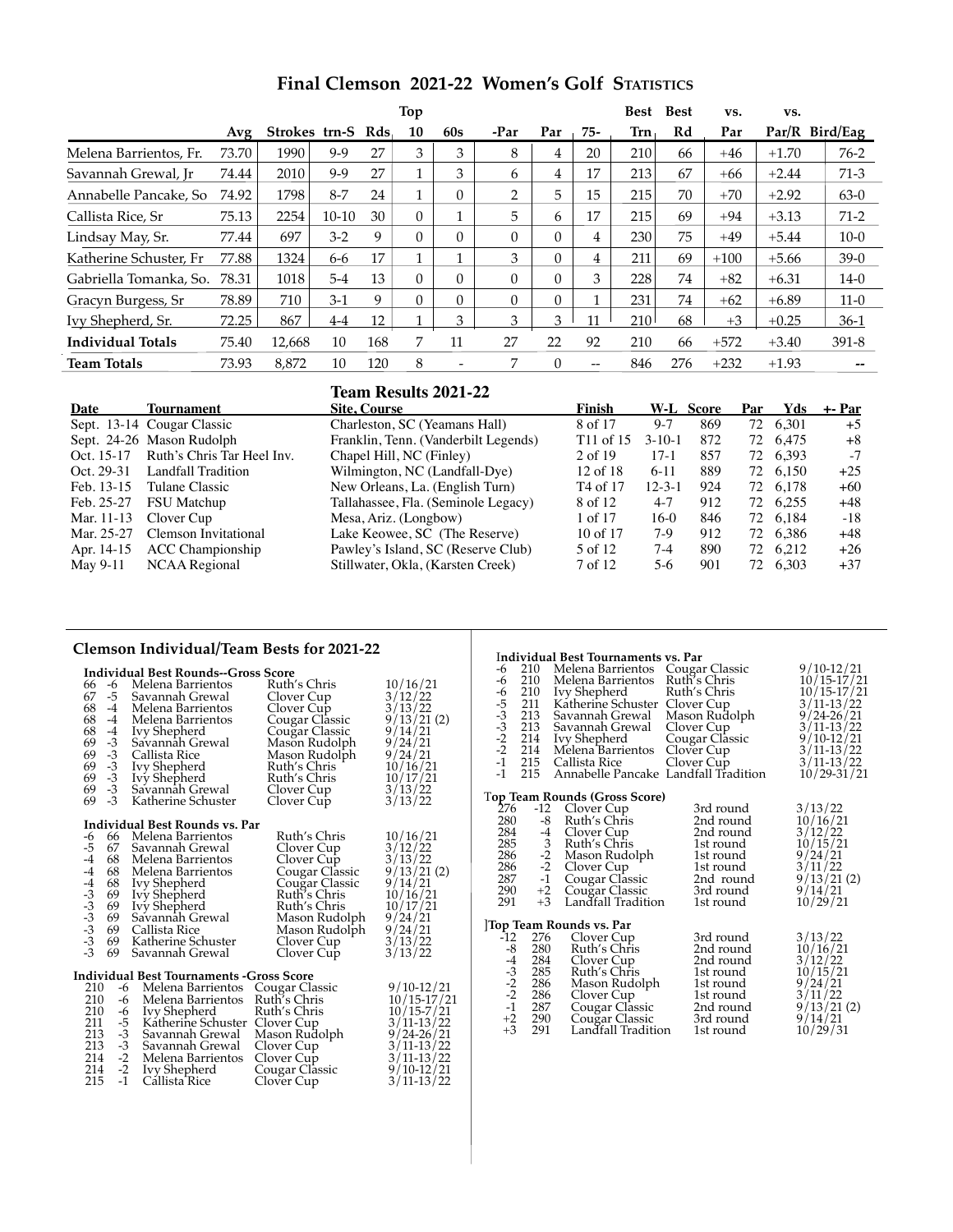# Final Clemson 2021-22 Women's Golf Statistics

| | Avg | Strokes | trn-S | Rds | Top 10 | 60s | -Par | Par | 75- | Best Trn | Best Rd | vs. Par | vs. Par/R | Bird/Eag |
|---|---|---|---|---|---|---|---|---|---|---|---|---|---|---|
| Melena Barrientos, Fr. | 73.70 | 1990 | 9-9 | 27 | 3 | 3 | 8 | 4 | 20 | 210 | 66 | +46 | +1.70 | 76-2 |
| Savannah Grewal, Jr | 74.44 | 2010 | 9-9 | 27 | 1 | 3 | 6 | 4 | 17 | 213 | 67 | +66 | +2.44 | 71-3 |
| Annabelle Pancake, So | 74.92 | 1798 | 8-7 | 24 | 1 | 0 | 2 | 5 | 15 | 215 | 70 | +70 | +2.92 | 63-0 |
| Callista Rice, Sr | 75.13 | 2254 | 10-10 | 30 | 0 | 1 | 5 | 6 | 17 | 215 | 69 | +94 | +3.13 | 71-2 |
| Lindsay May, Sr. | 77.44 | 697 | 3-2 | 9 | 0 | 0 | 0 | 0 | 4 | 230 | 75 | +49 | +5.44 | 10-0 |
| Katherine Schuster, Fr | 77.88 | 1324 | 6-6 | 17 | 1 | 1 | 3 | 0 | 4 | 211 | 69 | +100 | +5.66 | 39-0 |
| Gabriella Tomanka, So. | 78.31 | 1018 | 5-4 | 13 | 0 | 0 | 0 | 0 | 3 | 228 | 74 | +82 | +6.31 | 14-0 |
| Gracyn Burgess, Sr | 78.89 | 710 | 3-1 | 9 | 0 | 0 | 0 | 0 | 1 | 231 | 74 | +62 | +6.89 | 11-0 |
| Ivy Shepherd, Sr. | 72.25 | 867 | 4-4 | 12 | 1 | 3 | 3 | 3 | 11 | 210 | 68 | +3 | +0.25 | 36-1 |
| **Individual Totals** | 75.40 | 12,668 | 10 | 168 | 7 | 11 | 27 | 22 | 92 | 210 | 66 | +572 | +3.40 | 391-8 |
| **Team Totals** | 73.93 | 8,872 | 10 | 120 | 8 | - | 7 | 0 | -- | 846 | 276 | +232 | +1.93 | -- |

## Team Results 2021-22

| Date | Tournament | Site, Course | Finish | W-L | Score | Par | Yds | +- Par |
|---|---|---|---|---|---|---|---|---|
| Sept. 13-14 | Cougar Classic | Charleston, SC (Yeamans Hall) | 8 of 17 | 9-7 | 869 | 72 | 6,301 | +5 |
| Sept. 24-26 | Mason Rudolph | Franklin, Tenn. (Vanderbilt Legends) | T11 of 15 | 3-10-1 | 872 | 72 | 6,475 | +8 |
| Oct. 15-17 | Ruth's Chris Tar Heel Inv. | Chapel Hill, NC (Finley) | 2 of 19 | 17-1 | 857 | 72 | 6,393 | -7 |
| Oct. 29-31 | Landfall Tradition | Wilmington, NC (Landfall-Dye) | 12 of 18 | 6-11 | 889 | 72 | 6,150 | +25 |
| Feb. 13-15 | Tulane Classic | New Orleans, La. (English Turn) | T4 of 17 | 12-3-1 | 924 | 72 | 6,178 | +60 |
| Feb. 25-27 | FSU Matchup | Tallahassee, Fla. (Seminole Legacy) | 8 of 12 | 4-7 | 912 | 72 | 6,255 | +48 |
| Mar. 11-13 | Clover Cup | Mesa, Ariz. (Longbow) | 1 of 17 | 16-0 | 846 | 72 | 6,184 | -18 |
| Mar. 25-27 | Clemson Invitational | Lake Keowee, SC (The Reserve) | 10 of 17 | 7-9 | 912 | 72 | 6,386 | +48 |
| Apr. 14-15 | ACC Championship | Pawley's Island, SC (Reserve Club) | 5 of 12 | 7-4 | 890 | 72 | 6,212 | +26 |
| May 9-11 | NCAA Regional | Stillwater, Okla, (Karsten Creek) | 7 of 12 | 5-6 | 901 | 72 | 6,303 | +37 |

## Clemson Individual/Team Bests for 2021-22

### Individual Best Rounds--Gross Score

| Score | Par | Player | Tournament | Date |
|---|---|---|---|---|
| 66 | -6 | Melena Barrientos | Ruth's Chris | 10/16/21 |
| 67 | -5 | Savannah Grewal | Clover Cup | 3/12/22 |
| 68 | -4 | Melena Barrientos | Clover Cup | 3/13/22 |
| 68 | -4 | Melena Barrientos | Cougar Classic | 9/13/21 (2) |
| 68 | -4 | Ivy Shepherd | Cougar Classic | 9/14/21 |
| 69 | -3 | Savannah Grewal | Mason Rudolph | 9/24/21 |
| 69 | -3 | Callista Rice | Mason Rudolph | 9/24/21 |
| 69 | -3 | Ivy Shepherd | Ruth's Chris | 10/16/21 |
| 69 | -3 | Ivy Shepherd | Ruth's Chris | 10/17/21 |
| 69 | -3 | Savannah Grewal | Clover Cup | 3/13/22 |
| 69 | -3 | Katherine Schuster | Clover Cup | 3/13/22 |

### Individual Best Rounds vs. Par

| Par | Score | Player | Tournament | Date |
|---|---|---|---|---|
| -6 | 66 | Melena Barrientos | Ruth's Chris | 10/16/21 |
| -5 | 67 | Savannah Grewal | Clover Cup | 3/12/22 |
| -4 | 68 | Melena Barrientos | Clover Cup | 3/13/22 |
| -4 | 68 | Melena Barrientos | Cougar Classic | 9/13/21 (2) |
| -4 | 68 | Ivy Shepherd | Cougar Classic | 9/14/21 |
| -3 | 69 | Ivy Shepherd | Ruth's Chris | 10/16/21 |
| -3 | 69 | Ivy Shepherd | Ruth's Chris | 10/17/21 |
| -3 | 69 | Savannah Grewal | Mason Rudolph | 9/24/21 |
| -3 | 69 | Callista Rice | Mason Rudolph | 9/24/21 |
| -3 | 69 | Katherine Schuster | Clover Cup | 3/13/22 |
| -3 | 69 | Savannah Grewal | Clover Cup | 3/13/22 |

### Individual Best Tournaments -Gross Score

| Score | Par | Player | Tournament | Date |
|---|---|---|---|---|
| 210 | -6 | Melena Barrientos | Cougar Classic | 9/10-12/21 |
| 210 | -6 | Melena Barrientos | Ruth's Chris | 10/15-17/21 |
| 210 | -6 | Ivy Shepherd | Ruth's Chris | 10/15-7/21 |
| 211 | -5 | Katherine Schuster | Clover Cup | 3/11-13/22 |
| 213 | -3 | Savannah Grewal | Mason Rudolph | 9/24-26/21 |
| 213 | -3 | Savannah Grewal | Clover Cup | 3/11-13/22 |
| 214 | -2 | Melena Barrientos | Clover Cup | 3/11-13/22 |
| 214 | -2 | Ivy Shepherd | Cougar Classic | 9/10-12/21 |
| 215 | -1 | Callista Rice | Clover Cup | 3/11-13/22 |

### Individual Best Tournaments vs. Par

| Par | Score | Player | Tournament | Date |
|---|---|---|---|---|
| -6 | 210 | Melena Barrientos | Cougar Classic | 9/10-12/21 |
| -6 | 210 | Melena Barrientos | Ruth's Chris | 10/15-17/21 |
| -6 | 210 | Ivy Shepherd | Ruth's Chris | 10/15-17/21 |
| -5 | 211 | Katherine Schuster | Clover Cup | 3/11-13/22 |
| -3 | 213 | Savannah Grewal | Mason Rudolph | 9/24-26/21 |
| -3 | 213 | Savannah Grewal | Clover Cup | 3/11-13/22 |
| -2 | 214 | Ivy Shepherd | Cougar Classic | 9/10-12/21 |
| -2 | 214 | Melena Barrientos | Clover Cup | 3/11-13/22 |
| -1 | 215 | Callista Rice | Clover Cup | 3/11-13/22 |
| -1 | 215 | Annabelle Pancake | Landfall Tradition | 10/29-31/21 |

### Top Team Rounds (Gross Score)

| Score | Par | Tournament | Round | Date |
|---|---|---|---|---|
| 276 | -12 | Clover Cup | 3rd round | 3/13/22 |
| 280 | -8 | Ruth's Chris | 2nd round | 10/16/21 |
| 284 | -4 | Clover Cup | 2nd round | 3/12/22 |
| 285 | 3 | Ruth's Chris | 1st round | 10/15/21 |
| 286 | -2 | Mason Rudolph | 1st round | 9/24/21 |
| 286 | -2 | Clover Cup | 1st round | 3/11/22 |
| 287 | -1 | Cougar Classic | 2nd round | 9/13/21 (2) |
| 290 | +2 | Cougar Classic | 3rd round | 9/14/21 |
| 291 | +3 | Landfall Tradition | 1st round | 10/29/21 |

### Top Team Rounds vs. Par

| Par | Score | Tournament | Round | Date |
|---|---|---|---|---|
| -12 | 276 | Clover Cup | 3rd round | 3/13/22 |
| -8 | 280 | Ruth's Chris | 2nd round | 10/16/21 |
| -4 | 284 | Clover Cup | 2nd round | 3/12/22 |
| -3 | 285 | Ruth's Chris | 1st round | 10/15/21 |
| -2 | 286 | Mason Rudolph | 1st round | 9/24/21 |
| -2 | 286 | Clover Cup | 1st round | 3/11/22 |
| -1 | 287 | Cougar Classic | 2nd round | 9/13/21 (2) |
| +2 | 290 | Cougar Classic | 3rd round | 9/14/21 |
| +3 | 291 | Landfall Tradition | 1st round | 10/29/31 |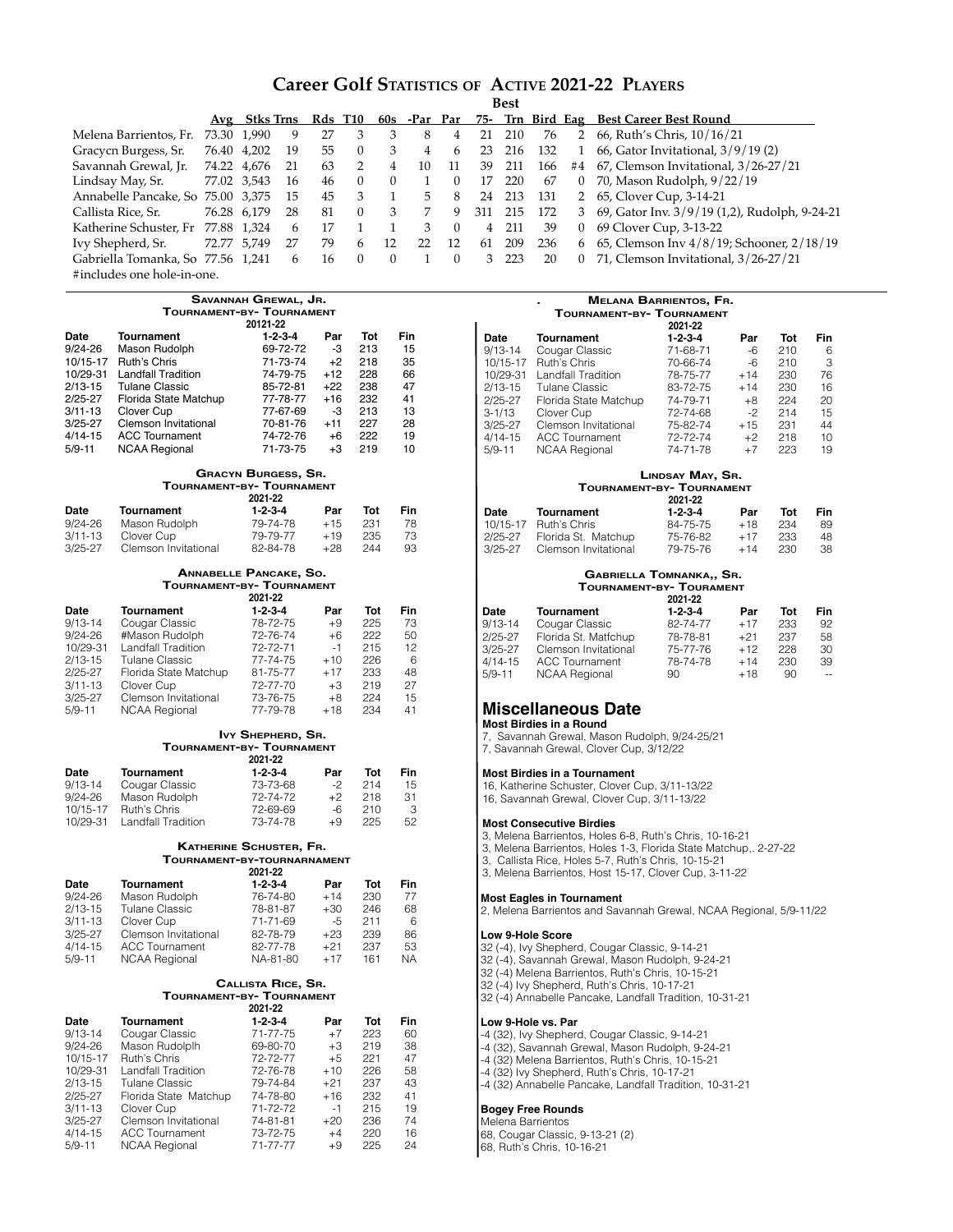# Career Golf Statistics of Active 2021-22 Players

| | Avg | Stks | Trns | Rds | T10 | 60s | -Par | Par | 75- | Best Trn | Bird | Eag | Best Career Best Round |
|---|---|---|---|---|---|---|---|---|---|---|---|---|---|
| Melena Barrientos, Fr. | 73.30 | 1,990 | 9 | 27 | 3 | 3 | 8 | 4 | 21 | 210 | 76 | 2 | 66, Ruth's Chris, 10/16/21 |
| Gracycn Burgess, Sr. | 76.40 | 4,202 | 19 | 55 | 0 | 3 | 4 | 6 | 23 | 216 | 132 | 1 | 66, Gator Invitational, 3/9/19 (2) |
| Savannah Grewal, Jr. | 74.22 | 4,676 | 21 | 63 | 2 | 4 | 10 | 11 | 39 | 211 | 166 | #4 | 67, Clemson Invitational, 3/26-27/21 |
| Lindsay May, Sr. | 77.02 | 3,543 | 16 | 46 | 0 | 0 | 1 | 0 | 17 | 220 | 67 | 0 | 70, Mason Rudolph, 9/22/19 |
| Annabelle Pancake, So | 75.00 | 3,375 | 15 | 45 | 3 | 1 | 5 | 8 | 24 | 213 | 131 | 2 | 65, Clover Cup, 3-14-21 |
| Callista Rice, Sr. | 76.28 | 6,179 | 28 | 81 | 0 | 3 | 7 | 9 | 311 | 215 | 172 | 3 | 69, Gator Inv. 3/9/19 (1,2), Rudolph, 9-24-21 |
| Katherine Schuster, Fr | 77.88 | 1,324 | 6 | 17 | 1 | 1 | 3 | 0 | 4 | 211 | 39 | 0 | 69 Clover Cup, 3-13-22 |
| Ivy Shepherd, Sr. | 72.77 | 5,749 | 27 | 79 | 6 | 12 | 22 | 12 | 61 | 209 | 236 | 6 | 65, Clemson Inv 4/8/19; Schooner, 2/18/19 |
| Gabriella Tomanka, So | 77.56 | 1,241 | 6 | 16 | 0 | 0 | 1 | 0 | 3 | 223 | 20 | 0 | 71, Clemson Invitational, 3/26-27/21 |

#includes one hole-in-one.

### Savannah Grewal, Jr.
**Tournament-by- Tournament**
20121-22

| Date | Tournament | 1-2-3-4 | Par | Tot | Fin |
|---|---|---|---|---|---|
| 9/24-26 | Mason Rudolph | 69-72-72 | -3 | 213 | 15 |
| 10/15-17 | Ruth's Chris | 71-73-74 | +2 | 218 | 35 |
| 10/29-31 | Landfall Tradition | 74-79-75 | +12 | 228 | 66 |
| 2/13-15 | Tulane Classic | 85-72-81 | +22 | 238 | 47 |
| 2/25-27 | Florida State Matchup | 77-78-77 | +16 | 232 | 41 |
| 3/11-13 | Clover Cup | 77-67-69 | -3 | 213 | 13 |
| 3/25-27 | Clemson Invitational | 70-81-76 | +11 | 227 | 28 |
| 4/14-15 | ACC Tournament | 74-72-76 | +6 | 222 | 19 |
| 5/9-11 | NCAA Regional | 71-73-75 | +3 | 219 | 10 |

### Gracyn Burgess, Sr.
**Tournament-by- Tournament**
2021-22

| Date | Tournament | 1-2-3-4 | Par | Tot | Fin |
|---|---|---|---|---|---|
| 9/24-26 | Mason Rudolph | 79-74-78 | +15 | 231 | 78 |
| 3/11-13 | Clover Cup | 79-79-77 | +19 | 235 | 73 |
| 3/25-27 | Clemson Invitational | 82-84-78 | +28 | 244 | 93 |

### Annabelle Pancake, So.
**Tournament-by- Tournament**
2021-22

| Date | Tournament | 1-2-3-4 | Par | Tot | Fin |
|---|---|---|---|---|---|
| 9/13-14 | Cougar Classic | 78-72-75 | +9 | 225 | 73 |
| 9/24-26 | #Mason Rudolph | 72-76-74 | +6 | 222 | 50 |
| 10/29-31 | Landfall Tradition | 72-72-71 | -1 | 215 | 12 |
| 2/13-15 | Tulane Classic | 77-74-75 | +10 | 226 | 6 |
| 2/25-27 | Florida State Matchup | 81-75-77 | +17 | 233 | 48 |
| 3/11-13 | Clover Cup | 72-77-70 | +3 | 219 | 27 |
| 3/25-27 | Clemson Invitational | 73-76-75 | +8 | 224 | 15 |
| 5/9-11 | NCAA Regional | 77-79-78 | +18 | 234 | 41 |

### Ivy Shepherd, Sr.
**Tournament-by- Tournament**
2021-22

| Date | Tournament | 1-2-3-4 | Par | Tot | Fin |
|---|---|---|---|---|---|
| 9/13-14 | Cougar Classic | 73-73-68 | -2 | 214 | 15 |
| 9/24-26 | Mason Rudolph | 72-74-72 | +2 | 218 | 31 |
| 10/15-17 | Ruth's Chris | 72-69-69 | -6 | 210 | 3 |
| 10/29-31 | Landfall Tradition | 73-74-78 | +9 | 225 | 52 |

### Katherine Schuster, Fr.
**Tournament-by-tournarnament**
2021-22

| Date | Tournament | 1-2-3-4 | Par | Tot | Fin |
|---|---|---|---|---|---|
| 9/24-26 | Mason Rudolph | 76-74-80 | +14 | 230 | 77 |
| 2/13-15 | Tulane Classic | 78-81-87 | +30 | 246 | 68 |
| 3/11-13 | Clover Cup | 71-71-69 | -5 | 211 | 6 |
| 3/25-27 | Clemson Invitational | 82-78-79 | +23 | 239 | 86 |
| 4/14-15 | ACC Tournament | 82-77-78 | +21 | 237 | 53 |
| 5/9-11 | NCAA Regional | NA-81-80 | +17 | 161 | NA |

### Callista Rice, Sr.
**Tournament-by- Tournament**
2021-22

| Date | Tournament | 1-2-3-4 | Par | Tot | Fin |
|---|---|---|---|---|---|
| 9/13-14 | Cougar Classic | 71-77-75 | +7 | 223 | 60 |
| 9/24-26 | Mason Rudolplh | 69-80-70 | +3 | 219 | 38 |
| 10/15-17 | Ruth's Chris | 72-72-77 | +5 | 221 | 47 |
| 10/29-31 | Landfall Tradition | 72-76-78 | +10 | 226 | 58 |
| 2/13-15 | Tulane Classic | 79-74-84 | +21 | 237 | 43 |
| 2/25-27 | Florida State Matchup | 74-78-80 | +16 | 232 | 41 |
| 3/11-13 | Clover Cup | 71-72-72 | -1 | 215 | 19 |
| 3/25-27 | Clemson Invitational | 74-81-81 | +20 | 236 | 74 |
| 4/14-15 | ACC Tournament | 73-72-75 | +4 | 220 | 16 |
| 5/9-11 | NCAA Regional | 71-77-77 | +9 | 225 | 24 |

### Melana Barrientos, Fr.
**Tournament-by- Tournament**
2021-22

| Date | Tournament | 1-2-3-4 | Par | Tot | Fin |
|---|---|---|---|---|---|
| 9/13-14 | Cougar Classic | 71-68-71 | -6 | 210 | 6 |
| 10/15-17 | Ruth's Chris | 70-66-74 | -6 | 210 | 3 |
| 10/29-31 | Landfall Tradition | 78-75-77 | +14 | 230 | 76 |
| 2/13-15 | Tulane Classic | 83-72-75 | +14 | 230 | 16 |
| 2/25-27 | Florida State Matchup | 74-79-71 | +8 | 224 | 20 |
| 3-1/13 | Clover Cup | 72-74-68 | -2 | 214 | 15 |
| 3/25-27 | Clemson Invitational | 75-82-74 | +15 | 231 | 44 |
| 4/14-15 | ACC Tournament | 72-72-74 | +2 | 218 | 10 |
| 5/9-11 | NCAA Regional | 74-71-78 | +7 | 223 | 19 |

### Lindsay May, Sr.
**Tournament-by- Tournament**
2021-22

| Date | Tournament | 1-2-3-4 | Par | Tot | Fin |
|---|---|---|---|---|---|
| 10/15-17 | Ruth's Chris | 84-75-75 | +18 | 234 | 89 |
| 2/25-27 | Florida St. Matchup | 75-76-82 | +17 | 233 | 48 |
| 3/25-27 | Clemson Invitational | 79-75-76 | +14 | 230 | 38 |

### Gabriella Tomnanka,, Sr.
**Tournament-by- Tourament**
2021-22

| Date | Tournament | 1-2-3-4 | Par | Tot | Fin |
|---|---|---|---|---|---|
| 9/13-14 | Cougar Classic | 82-74-77 | +17 | 233 | 92 |
| 2/25-27 | Florida St. Matfchup | 78-78-81 | +21 | 237 | 58 |
| 3/25-27 | Clemson Invitational | 75-77-76 | +12 | 228 | 30 |
| 4/14-15 | ACC Tournament | 78-74-78 | +14 | 230 | 39 |
| 5/9-11 | NCAA Regional | 90 | +18 | 90 | -- |

## Miscellaneous Date

**Most Birdies in a Round**
7, Savannah Grewal, Mason Rudolph, 9/24-25/21
7, Savannah Grewal, Clover Cup, 3/12/22

**Most Birdies in a Tournament**
16, Katherine Schuster, Clover Cup, 3/11-13/22
16, Savannah Grewal, Clover Cup, 3/11-13/22

**Most Consecutive Birdies**
3, Melena Barrientos, Holes 6-8, Ruth's Chris, 10-16-21
3, Melena Barrientos, Holes 1-3, Florida State Matchup,. 2-27-22
3, Callista Rice, Holes 5-7, Ruth's Chris, 10-15-21
3, Melena Barrientos, Host 15-17, Clover Cup, 3-11-22

**Most Eagles in Tournament**
2, Melena Barrientos and Savannah Grewal, NCAA Regional, 5/9-11/22

**Low 9-Hole Score**
32 (-4), Ivy Shepherd, Cougar Classic, 9-14-21
32 (-4), Savannah Grewal, Mason Rudolph, 9-24-21
32 (-4) Melena Barrientos, Ruth's Chris, 10-15-21
32 (-4) Ivy Shepherd, Ruth's Chris, 10-17-21
32 (-4) Annabelle Pancake, Landfall Tradition, 10-31-21

**Low 9-Hole vs. Par**
-4 (32), Ivy Shepherd, Cougar Classic, 9-14-21
-4 (32), Savannah Grewal, Mason Rudolph, 9-24-21
-4 (32) Melena Barrientos, Ruth's Chris, 10-15-21
-4 (32) Ivy Shepherd, Ruth's Chris, 10-17-21
-4 (32) Annabelle Pancake, Landfall Tradition, 10-31-21

**Bogey Free Rounds**
Melena Barrientos
68, Cougar Classic, 9-13-21 (2)
68, Ruth's Chris, 10-16-21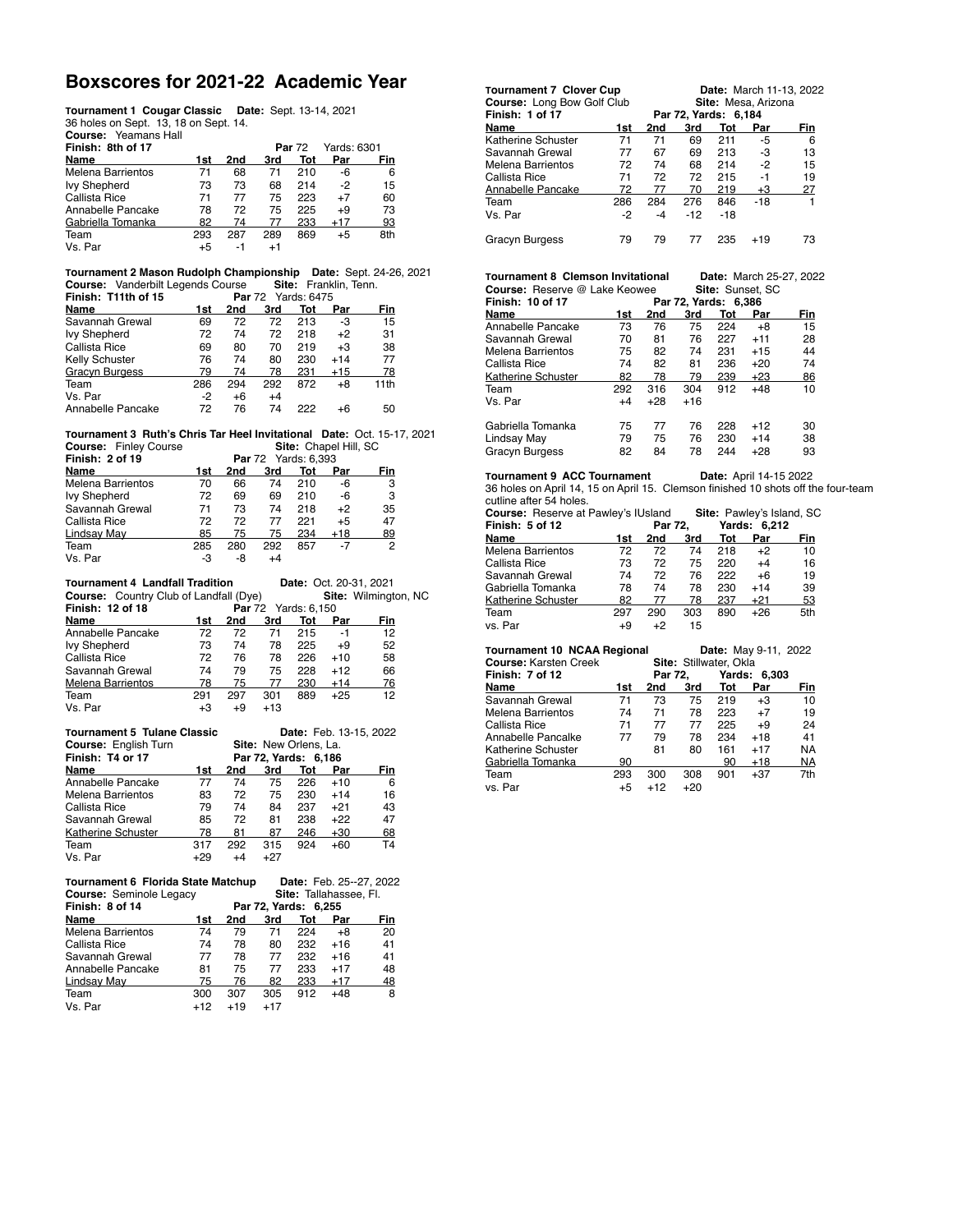# Boxscores for 2021-22 Academic Year

### Tournament 1 Cougar Classic

**Date:** Sept. 13-14, 2021

36 holes on Sept. 13, 18 on Sept. 14.

**Course:** Yeamans Hall

**Finish:** 8th of 17 — **Par** 72 — Yards: 6301

| Name | 1st | 2nd | 3rd | Tot | Par | Fin |
|---|---|---|---|---|---|---|
| Melena Barrientos | 71 | 68 | 71 | 210 | -6 | 6 |
| Ivy Shepherd | 73 | 73 | 68 | 214 | -2 | 15 |
| Callista Rice | 71 | 77 | 75 | 223 | +7 | 60 |
| Annabelle Pancake | 78 | 72 | 75 | 225 | +9 | 73 |
| Gabriella Tomanka | 82 | 74 | 77 | 233 | +17 | 93 |
| Team | 293 | 287 | 289 | 869 | +5 | 8th |
| Vs. Par | +5 | -1 | +1 | | | |

### Tournament 2 Mason Rudolph Championship

**Date:** Sept. 24-26, 2021

**Course:** Vanderbilt Legends Course — **Site:** Franklin, Tenn.

**Finish:** T11th of 15 — **Par** 72 — Yards: 6475

| Name | 1st | 2nd | 3rd | Tot | Par | Fin |
|---|---|---|---|---|---|---|
| Savannah Grewal | 69 | 72 | 72 | 213 | -3 | 15 |
| Ivy Shepherd | 72 | 74 | 72 | 218 | +2 | 31 |
| Callista Rice | 69 | 80 | 70 | 219 | +3 | 38 |
| Kelly Schuster | 76 | 74 | 80 | 230 | +14 | 77 |
| Gracyn Burgess | 79 | 74 | 78 | 231 | +15 | 78 |
| Team | 286 | 294 | 292 | 872 | +8 | 11th |
| Vs. Par | -2 | +6 | +4 | | | |
| Annabelle Pancake | 72 | 76 | 74 | 222 | +6 | 50 |

### Tournament 3 Ruth's Chris Tar Heel Invitational

**Date:** Oct. 15-17, 2021

**Course:** Finley Course — **Site:** Chapel Hill, SC

**Finish:** 2 of 19 — **Par** 72 — Yards: 6,393

| Name | 1st | 2nd | 3rd | Tot | Par | Fin |
|---|---|---|---|---|---|---|
| Melena Barrientos | 70 | 66 | 74 | 210 | -6 | 3 |
| Ivy Shepherd | 72 | 69 | 69 | 210 | -6 | 3 |
| Savannah Grewal | 71 | 73 | 74 | 218 | +2 | 35 |
| Callista Rice | 72 | 72 | 77 | 221 | +5 | 47 |
| Lindsay May | 85 | 75 | 75 | 234 | +18 | 89 |
| Team | 285 | 280 | 292 | 857 | -7 | 2 |
| Vs. Par | -3 | -8 | +4 | | | |

### Tournament 4 Landfall Tradition

**Date:** Oct. 20-31, 2021

**Course:** Country Club of Landfall (Dye) — **Site:** Wilmington, NC

**Finish:** 12 of 18 — **Par** 72 — Yards: 6,150

| Name | 1st | 2nd | 3rd | Tot | Par | Fin |
|---|---|---|---|---|---|---|
| Annabelle Pancake | 72 | 72 | 71 | 215 | -1 | 12 |
| Ivy Shepherd | 73 | 74 | 78 | 225 | +9 | 52 |
| Callista Rice | 72 | 76 | 78 | 226 | +10 | 58 |
| Savannah Grewal | 74 | 79 | 75 | 228 | +12 | 66 |
| Melena Barrientos | 78 | 75 | 77 | 230 | +14 | 76 |
| Team | 291 | 297 | 301 | 889 | +25 | 12 |
| Vs. Par | +3 | +9 | +13 | | | |

### Tournament 5 Tulane Classic

**Date:** Feb. 13-15, 2022

**Course:** English Turn — **Site:** New Orlens, La.

**Finish:** T4 or 17 — Par 72, Yards: 6,186

| Name | 1st | 2nd | 3rd | Tot | Par | Fin |
|---|---|---|---|---|---|---|
| Annabelle Pancake | 77 | 74 | 75 | 226 | +10 | 6 |
| Melena Barrientos | 83 | 72 | 75 | 230 | +14 | 16 |
| Callista Rice | 79 | 74 | 84 | 237 | +21 | 43 |
| Savannah Grewal | 85 | 72 | 81 | 238 | +22 | 47 |
| Katherine Schuster | 78 | 81 | 87 | 246 | +30 | 68 |
| Team | 317 | 292 | 315 | 924 | +60 | T4 |
| Vs. Par | +29 | +4 | +27 | | | |

### Tournament 6 Florida State Matchup

**Date:** Feb. 25--27, 2022

**Course:** Seminole Legacy — **Site:** Tallahassee, Fl.

**Finish:** 8 of 14 — Par 72, Yards: 6,255

| Name | 1st | 2nd | 3rd | Tot | Par | Fin |
|---|---|---|---|---|---|---|
| Melena Barrientos | 74 | 79 | 71 | 224 | +8 | 20 |
| Callista Rice | 74 | 78 | 80 | 232 | +16 | 41 |
| Savannah Grewal | 77 | 78 | 77 | 232 | +16 | 41 |
| Annabelle Pancake | 81 | 75 | 77 | 233 | +17 | 48 |
| Lindsay May | 75 | 76 | 82 | 233 | +17 | 48 |
| Team | 300 | 307 | 305 | 912 | +48 | 8 |
| Vs. Par | +12 | +19 | +17 | | | |

### Tournament 7 Clover Cup

**Date:** March 11-13, 2022

**Course:** Long Bow Golf Club — **Site:** Mesa, Arizona

**Finish:** 1 of 17 — Par 72, Yards: 6,184

| Name | 1st | 2nd | 3rd | Tot | Par | Fin |
|---|---|---|---|---|---|---|
| Katherine Schuster | 71 | 71 | 69 | 211 | -5 | 6 |
| Savannah Grewal | 77 | 67 | 69 | 213 | -3 | 13 |
| Melena Barrientos | 72 | 74 | 68 | 214 | -2 | 15 |
| Callista Rice | 71 | 72 | 72 | 215 | -1 | 19 |
| Annabelle Pancake | 72 | 77 | 70 | 219 | +3 | 27 |
| Team | 286 | 284 | 276 | 846 | -18 | 1 |
| Vs. Par | -2 | -4 | -12 | -18 | | |
| Gracyn Burgess | 79 | 79 | 77 | 235 | +19 | 73 |

### Tournament 8 Clemson Invitational

**Date:** March 25-27, 2022

**Course:** Reserve @ Lake Keowee — **Site:** Sunset, SC

**Finish:** 10 of 17 — Par 72, Yards: 6,386

| Name | 1st | 2nd | 3rd | Tot | Par | Fin |
|---|---|---|---|---|---|---|
| Annabelle Pancake | 73 | 76 | 75 | 224 | +8 | 15 |
| Savannah Grewal | 70 | 81 | 76 | 227 | +11 | 28 |
| Melena Barrientos | 75 | 82 | 74 | 231 | +15 | 44 |
| Callista Rice | 74 | 82 | 81 | 236 | +20 | 74 |
| Katherine Schuster | 82 | 78 | 79 | 239 | +23 | 86 |
| Team | 292 | 316 | 304 | 912 | +48 | 10 |
| Vs. Par | +4 | +28 | +16 | | | |
| Gabriella Tomanka | 75 | 77 | 76 | 228 | +12 | 30 |
| Lindsay May | 79 | 75 | 76 | 230 | +14 | 38 |
| Gracyn Burgess | 82 | 84 | 78 | 244 | +28 | 93 |

### Tournament 9 ACC Tournament

**Date:** April 14-15 2022

36 holes on April 14, 15 on April 15. Clemson finished 10 shots off the four-team cutline after 54 holes.

**Course:** Reserve at Pawley's IUsland — **Site:** Pawley's Island, SC

**Finish:** 5 of 12 — Par 72, Yards: 6,212

| Name | 1st | 2nd | 3rd | Tot | Par | Fin |
|---|---|---|---|---|---|---|
| Melena Barrientos | 72 | 72 | 74 | 218 | +2 | 10 |
| Callista Rice | 73 | 72 | 75 | 220 | +4 | 16 |
| Savannah Grewal | 74 | 72 | 76 | 222 | +6 | 19 |
| Gabriella Tomanka | 78 | 74 | 78 | 230 | +14 | 39 |
| Katherine Schuster | 82 | 77 | 78 | 237 | +21 | 53 |
| Team | 297 | 290 | 303 | 890 | +26 | 5th |
| vs. Par | +9 | +2 | 15 | | | |

### Tournament 10 NCAA Regional

**Date:** May 9-11, 2022

**Course:** Karsten Creek — **Site:** Stillwater, Okla

**Finish:** 7 of 12 — Par 72, Yards: 6,303

| Name | 1st | 2nd | 3rd | Tot | Par | Fin |
|---|---|---|---|---|---|---|
| Savannah Grewal | 71 | 73 | 75 | 219 | +3 | 10 |
| Melena Barrientos | 74 | 71 | 78 | 223 | +7 | 19 |
| Callista Rice | 71 | 77 | 77 | 225 | +9 | 24 |
| Annabelle Pancalke | 77 | 79 | 78 | 234 | +18 | 41 |
| Katherine Schuster | | 81 | 80 | 161 | +17 | NA |
| Gabriella Tomanka | 90 | | | 90 | +18 | NA |
| Team | 293 | 300 | 308 | 901 | +37 | 7th |
| vs. Par | +5 | +12 | +20 | | | |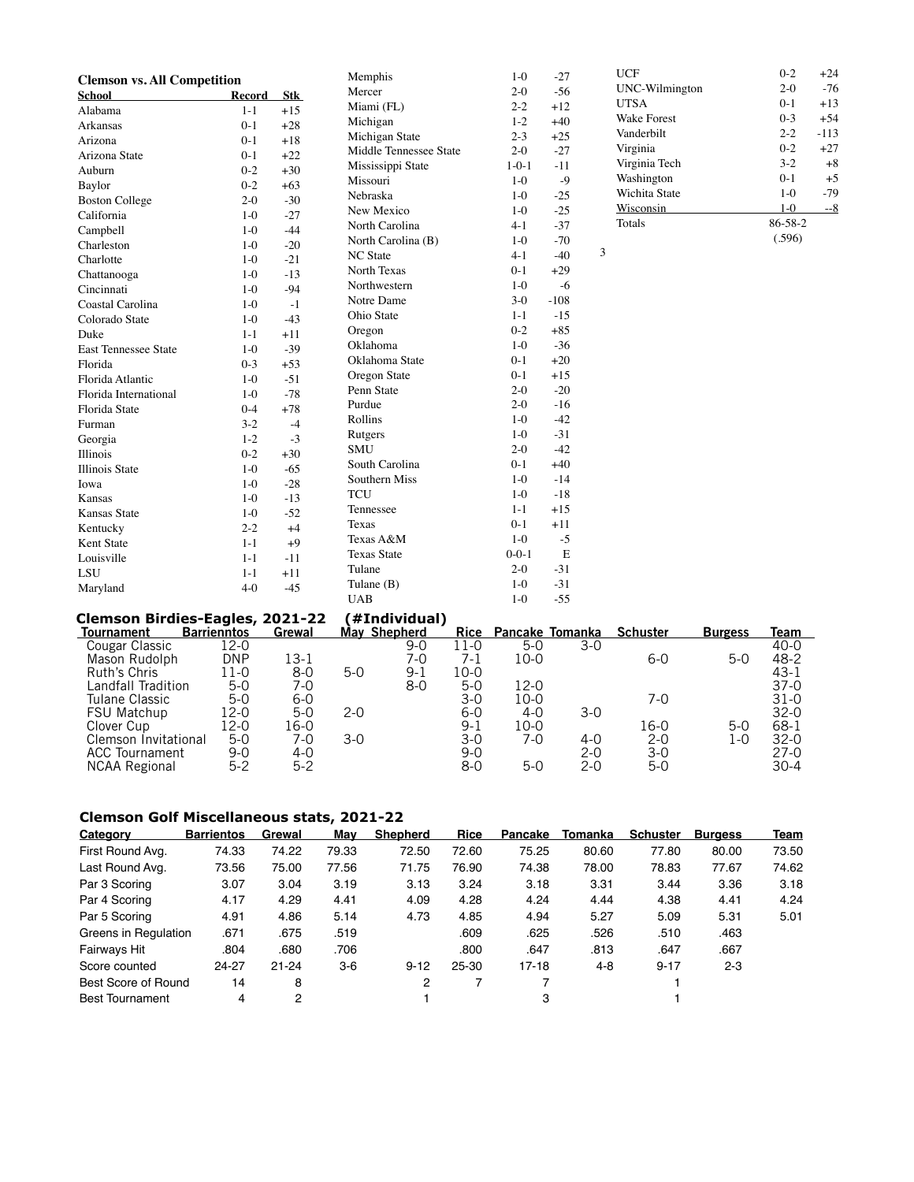## Clemson vs. All Competition

| School | Record | Stk |
|---|---|---|
| Alabama | 1-1 | +15 |
| Arkansas | 0-1 | +28 |
| Arizona | 0-1 | +18 |
| Arizona State | 0-1 | +22 |
| Auburn | 0-2 | +30 |
| Baylor | 0-2 | +63 |
| Boston College | 2-0 | -30 |
| California | 1-0 | -27 |
| Campbell | 1-0 | -44 |
| Charleston | 1-0 | -20 |
| Charlotte | 1-0 | -21 |
| Chattanooga | 1-0 | -13 |
| Cincinnati | 1-0 | -94 |
| Coastal Carolina | 1-0 | -1 |
| Colorado State | 1-0 | -43 |
| Duke | 1-1 | +11 |
| East Tennessee State | 1-0 | -39 |
| Florida | 0-3 | +53 |
| Florida Atlantic | 1-0 | -51 |
| Florida International | 1-0 | -78 |
| Florida State | 0-4 | +78 |
| Furman | 3-2 | -4 |
| Georgia | 1-2 | -3 |
| Illinois | 0-2 | +30 |
| Illinois State | 1-0 | -65 |
| Iowa | 1-0 | -28 |
| Kansas | 1-0 | -13 |
| Kansas State | 1-0 | -52 |
| Kentucky | 2-2 | +4 |
| Kent State | 1-1 | +9 |
| Louisville | 1-1 | -11 |
| LSU | 1-1 | +11 |
| Maryland | 4-0 | -45 |
| Memphis | 1-0 | -27 |
| Mercer | 2-0 | -56 |
| Miami (FL) | 2-2 | +12 |
| Michigan | 1-2 | +40 |
| Michigan State | 2-3 | +25 |
| Middle Tennessee State | 2-0 | -27 |
| Mississippi State | 1-0-1 | -11 |
| Missouri | 1-0 | -9 |
| Nebraska | 1-0 | -25 |
| New Mexico | 1-0 | -25 |
| North Carolina | 4-1 | -37 |
| North Carolina (B) | 1-0 | -70 |
| NC State | 4-1 | -40 |
| North Texas | 0-1 | +29 |
| Northwestern | 1-0 | -6 |
| Notre Dame | 3-0 | -108 |
| Ohio State | 1-1 | -15 |
| Oregon | 0-2 | +85 |
| Oklahoma | 1-0 | -36 |
| Oklahoma State | 0-1 | +20 |
| Oregon State | 0-1 | +15 |
| Penn State | 2-0 | -20 |
| Purdue | 2-0 | -16 |
| Rollins | 1-0 | -42 |
| Rutgers | 1-0 | -31 |
| SMU | 2-0 | -42 |
| South Carolina | 0-1 | +40 |
| Southern Miss | 1-0 | -14 |
| TCU | 1-0 | -18 |
| Tennessee | 1-1 | +15 |
| Texas | 0-1 | +11 |
| Texas A&M | 1-0 | -5 |
| Texas State | 0-0-1 | E |
| Tulane | 2-0 | -31 |
| Tulane (B) | 1-0 | -31 |
| UAB | 1-0 | -55 |
| UCF | 0-2 | +24 |
| UNC-Wilmington | 2-0 | -76 |
| UTSA | 0-1 | +13 |
| Wake Forest | 0-3 | +54 |
| Vanderbilt | 2-2 | -113 |
| Virginia | 0-2 | +27 |
| Virginia Tech | 3-2 | +8 |
| Washington | 0-1 | +5 |
| Wichita State | 1-0 | -79 |
| Wisconsin | 1-0 | -8 |
| Totals | 86-58-2 (.596) | |

## Clemson Birdies-Eagles, 2021-22 (#Individual)

| Tournament | Barrienntos | Grewal | May | Shepherd | Rice | Pancake | Tomanka | Schuster | Burgess | Team |
|---|---|---|---|---|---|---|---|---|---|---|
| Cougar Classic | 12-0 | | | 9-0 | 11-0 | 5-0 | 3-0 | | | 40-0 |
| Mason Rudolph | DNP | 13-1 | | 7-0 | 7-1 | 10-0 | | 6-0 | 5-0 | 48-2 |
| Ruth's Chris | 11-0 | 8-0 | 5-0 | 9-1 | 10-0 | | | | | 43-1 |
| Landfall Tradition | 5-0 | 7-0 | | 8-0 | 5-0 | 12-0 | | | | 37-0 |
| Tulane Classic | 5-0 | 6-0 | | | 3-0 | 10-0 | | 7-0 | | 31-0 |
| FSU Matchup | 12-0 | 5-0 | 2-0 | | 6-0 | 4-0 | 3-0 | | | 32-0 |
| Clover Cup | 12-0 | 16-0 | | | 9-1 | 10-0 | | 16-0 | 5-0 | 68-1 |
| Clemson Invitational | 5-0 | 7-0 | 3-0 | | 3-0 | 7-0 | 4-0 | 2-0 | 1-0 | 32-0 |
| ACC Tournament | 9-0 | 4-0 | | | 9-0 | | 2-0 | 3-0 | | 27-0 |
| NCAA Regional | 5-2 | 5-2 | | | 8-0 | 5-0 | 2-0 | 5-0 | | 30-4 |

## Clemson Golf Miscellaneous stats, 2021-22

| Category | Barrientos | Grewal | May | Shepherd | Rice | Pancake | Tomanka | Schuster | Burgess | Team |
|---|---|---|---|---|---|---|---|---|---|---|
| First Round Avg. | 74.33 | 74.22 | 79.33 | 72.50 | 72.60 | 75.25 | 80.60 | 77.80 | 80.00 | 73.50 |
| Last Round Avg. | 73.56 | 75.00 | 77.56 | 71.75 | 76.90 | 74.38 | 78.00 | 78.83 | 77.67 | 74.62 |
| Par 3 Scoring | 3.07 | 3.04 | 3.19 | 3.13 | 3.24 | 3.18 | 3.31 | 3.44 | 3.36 | 3.18 |
| Par 4 Scoring | 4.17 | 4.29 | 4.41 | 4.09 | 4.28 | 4.24 | 4.44 | 4.38 | 4.41 | 4.24 |
| Par 5 Scoring | 4.91 | 4.86 | 5.14 | 4.73 | 4.85 | 4.94 | 5.27 | 5.09 | 5.31 | 5.01 |
| Greens in Regulation | .671 | .675 | .519 | | .609 | .625 | .526 | .510 | .463 | |
| Fairways Hit | .804 | .680 | .706 | | .800 | .647 | .813 | .647 | .667 | |
| Score counted | 24-27 | 21-24 | 3-6 | 9-12 | 25-30 | 17-18 | 4-8 | 9-17 | 2-3 | |
| Best Score of Round | 14 | 8 | | 2 | 7 | 7 | | 1 | | |
| Best Tournament | 4 | 2 | | 1 | | 3 | | 1 | | |